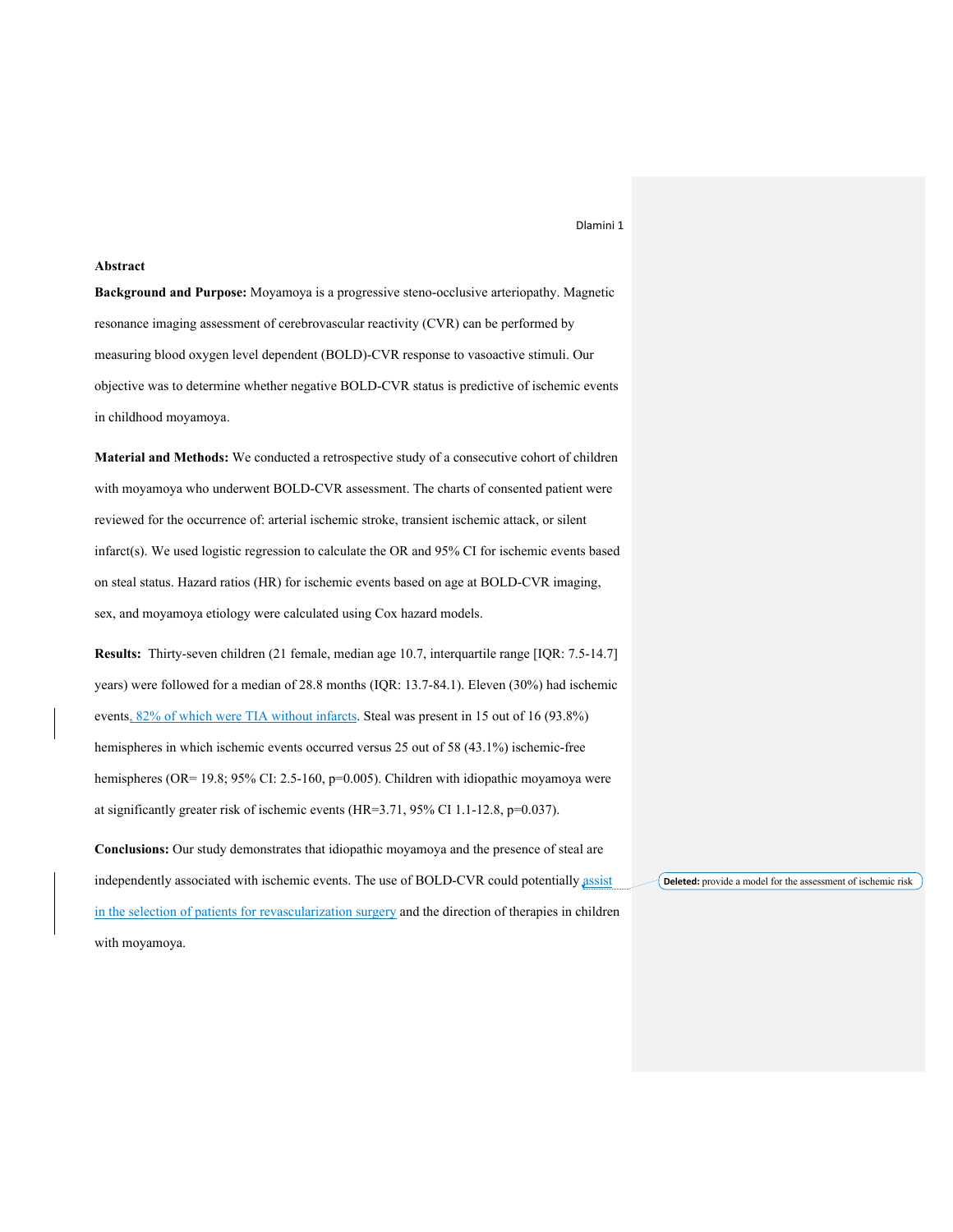## Abstract

**Background and Purpose:** Moyamoya is a progressive steno-occlusive arteriopathy. Magnetic resonance imaging assessment of cerebrovascular reactivity (CVR) can be performed by measuring blood oxygen level dependent (BOLD)-CVR response to vasoactive stimuli. Our objective was to determine whether negative BOLD-CVR status is predictive of ischemic events in childhood moyamoya.

**Material and Methods:** We conducted a retrospective study of a consecutive cohort of children with moyamoya who underwent BOLD-CVR assessment. The charts of consented patient were reviewed for the occurrence of: arterial ischemic stroke, transient ischemic attack, or silent infarct(s). We used logistic regression to calculate the OR and 95% CI for ischemic events based on steal status. Hazard ratios (HR) for ischemic events based on age at BOLD-CVR imaging, sex, and moyamoya etiology were calculated using Cox hazard models.

**Results:** Thirty-seven children (21 female, median age 10.7, interquartile range [IQR: 7.5-14.7] years) were followed for a median of 28.8 months (IQR: 13.7-84.1). Eleven (30%) had ischemic events, 82% of which were TIA without infarcts. Steal was present in 15 out of 16 (93.8%) hemispheres in which ischemic events occurred versus 25 out of 58 (43.1%) ischemic-free hemispheres (OR= 19.8; 95% CI: 2.5-160, p=0.005). Children with idiopathic moyamoya were at significantly greater risk of ischemic events (HR=3.71, 95% CI 1.1-12.8, p=0.037).

**Conclusions:** Our study demonstrates that idiopathic moyamoya and the presence of steal are independently associated with ischemic events. The use of BOLD-CVR could potentially assist in the selection of patients for revascularization surgery and the direction of therapies in children with moyamoya.

Deleted: provide a model for the assessment of ischemic risk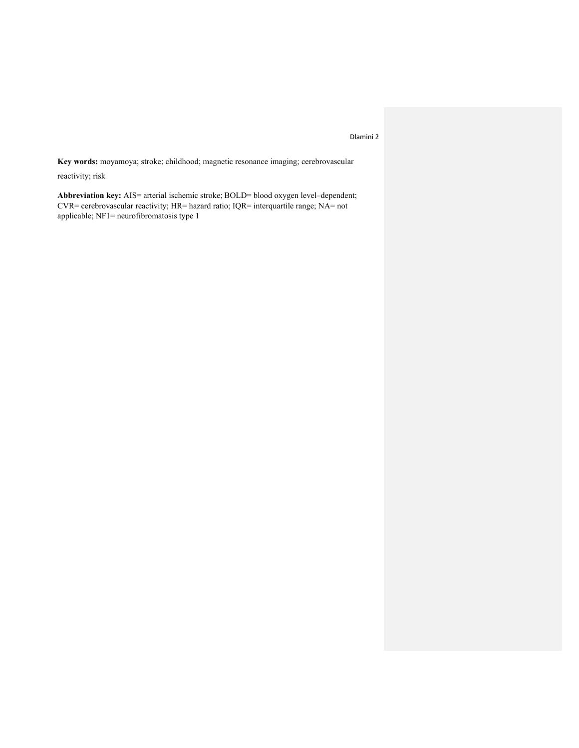**Key words:** moyamoya; stroke; childhood; magnetic resonance imaging; cerebrovascular reactivity; risk

**Abbreviation key:** AIS= arterial ischemic stroke; BOLD= blood oxygen level–dependent; CVR= cerebrovascular reactivity; HR= hazard ratio; IQR= interquartile range; NA= not applicable; NF1= neurofibromatosis type 1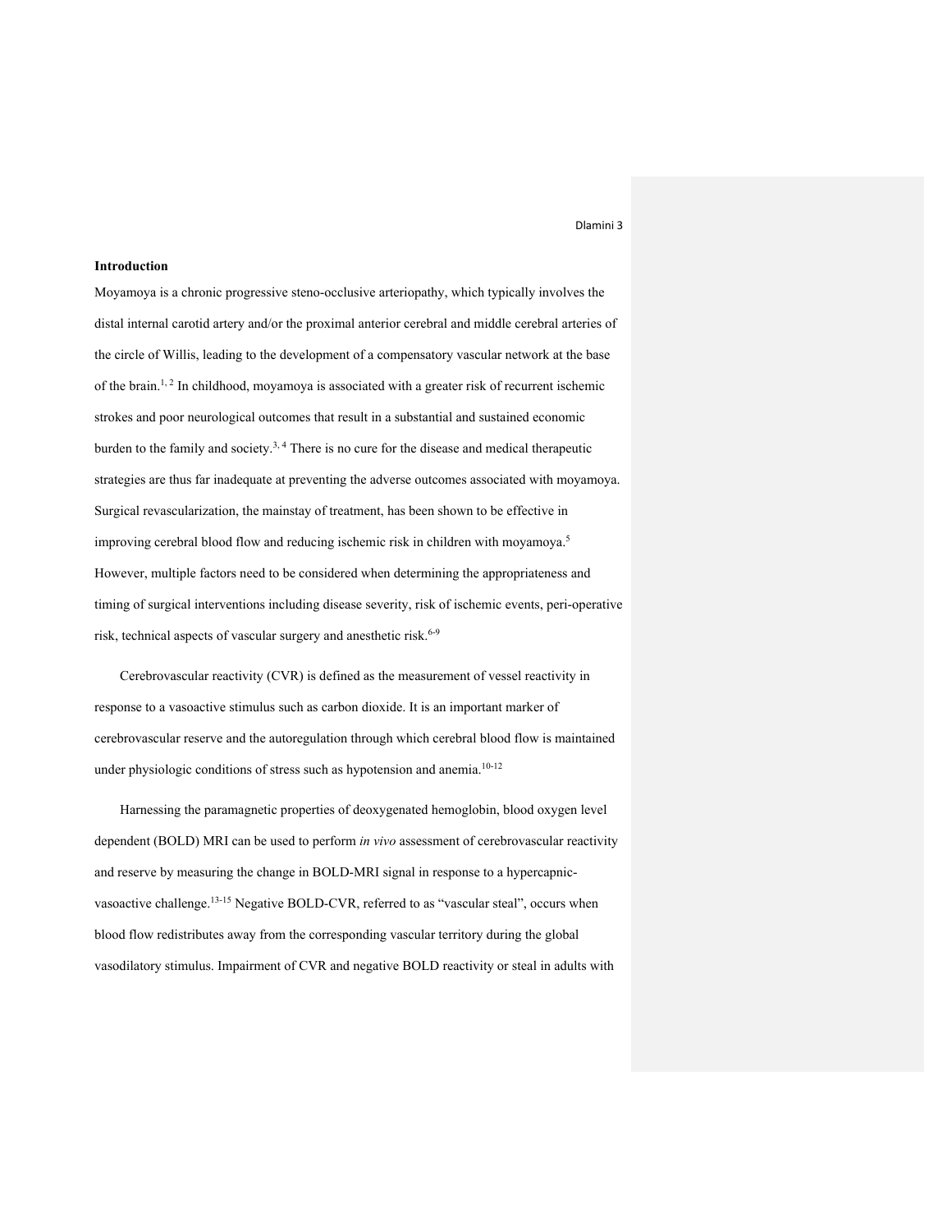**Introduction**

Moyamoya is a chronic progressive steno-occlusive arteriopathy, which typically involves the distal internal carotid artery and/or the proximal anterior cerebral and middle cerebral arteries of the circle of Willis, leading to the development of a compensatory vascular network at the base of the brain.[1, 2] In childhood, moyamoya is associated with a greater risk of recurrent ischemic strokes and poor neurological outcomes that result in a substantial and sustained economic burden to the family and society.[3, 4] There is no cure for the disease and medical therapeutic strategies are thus far inadequate at preventing the adverse outcomes associated with moyamoya. Surgical revascularization, the mainstay of treatment, has been shown to be effective in improving cerebral blood flow and reducing ischemic risk in children with moyamoya.[5] However, multiple factors need to be considered when determining the appropriateness and timing of surgical interventions including disease severity, risk of ischemic events, peri-operative risk, technical aspects of vascular surgery and anesthetic risk.[6-9]

Cerebrovascular reactivity (CVR) is defined as the measurement of vessel reactivity in response to a vasoactive stimulus such as carbon dioxide. It is an important marker of cerebrovascular reserve and the autoregulation through which cerebral blood flow is maintained under physiologic conditions of stress such as hypotension and anemia.[10-12]

Harnessing the paramagnetic properties of deoxygenated hemoglobin, blood oxygen level dependent (BOLD) MRI can be used to perform *in vivo* assessment of cerebrovascular reactivity and reserve by measuring the change in BOLD-MRI signal in response to a hypercapnic-vasoactive challenge.[13-15] Negative BOLD-CVR, referred to as "vascular steal", occurs when blood flow redistributes away from the corresponding vascular territory during the global vasodilatory stimulus. Impairment of CVR and negative BOLD reactivity or steal in adults with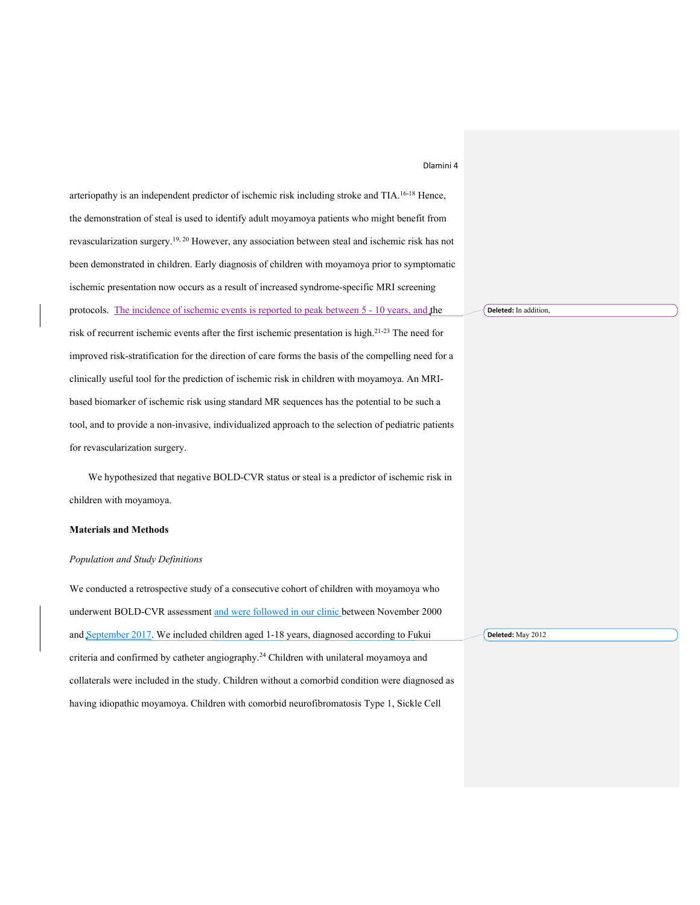arteriopathy is an independent predictor of ischemic risk including stroke and TIA.[16-18] Hence, the demonstration of steal is used to identify adult moyamoya patients who might benefit from revascularization surgery.[19, 20] However, any association between steal and ischemic risk has not been demonstrated in children. Early diagnosis of children with moyamoya prior to symptomatic ischemic presentation now occurs as a result of increased syndrome-specific MRI screening protocols. The incidence of ischemic events is reported to peak between 5 - 10 years, and the risk of recurrent ischemic events after the first ischemic presentation is high.[21-23] The need for improved risk-stratification for the direction of care forms the basis of the compelling need for a clinically useful tool for the prediction of ischemic risk in children with moyamoya. An MRI-based biomarker of ischemic risk using standard MR sequences has the potential to be such a tool, and to provide a non-invasive, individualized approach to the selection of pediatric patients for revascularization surgery.

We hypothesized that negative BOLD-CVR status or steal is a predictor of ischemic risk in children with moyamoya.

**Materials and Methods**

*Population and Study Definitions*

We conducted a retrospective study of a consecutive cohort of children with moyamoya who underwent BOLD-CVR assessment and were followed in our clinic between November 2000 and September 2017. We included children aged 1-18 years, diagnosed according to Fukui criteria and confirmed by catheter angiography.[24] Children with unilateral moyamoya and collaterals were included in the study. Children without a comorbid condition were diagnosed as having idiopathic moyamoya. Children with comorbid neurofibromatosis Type 1, Sickle Cell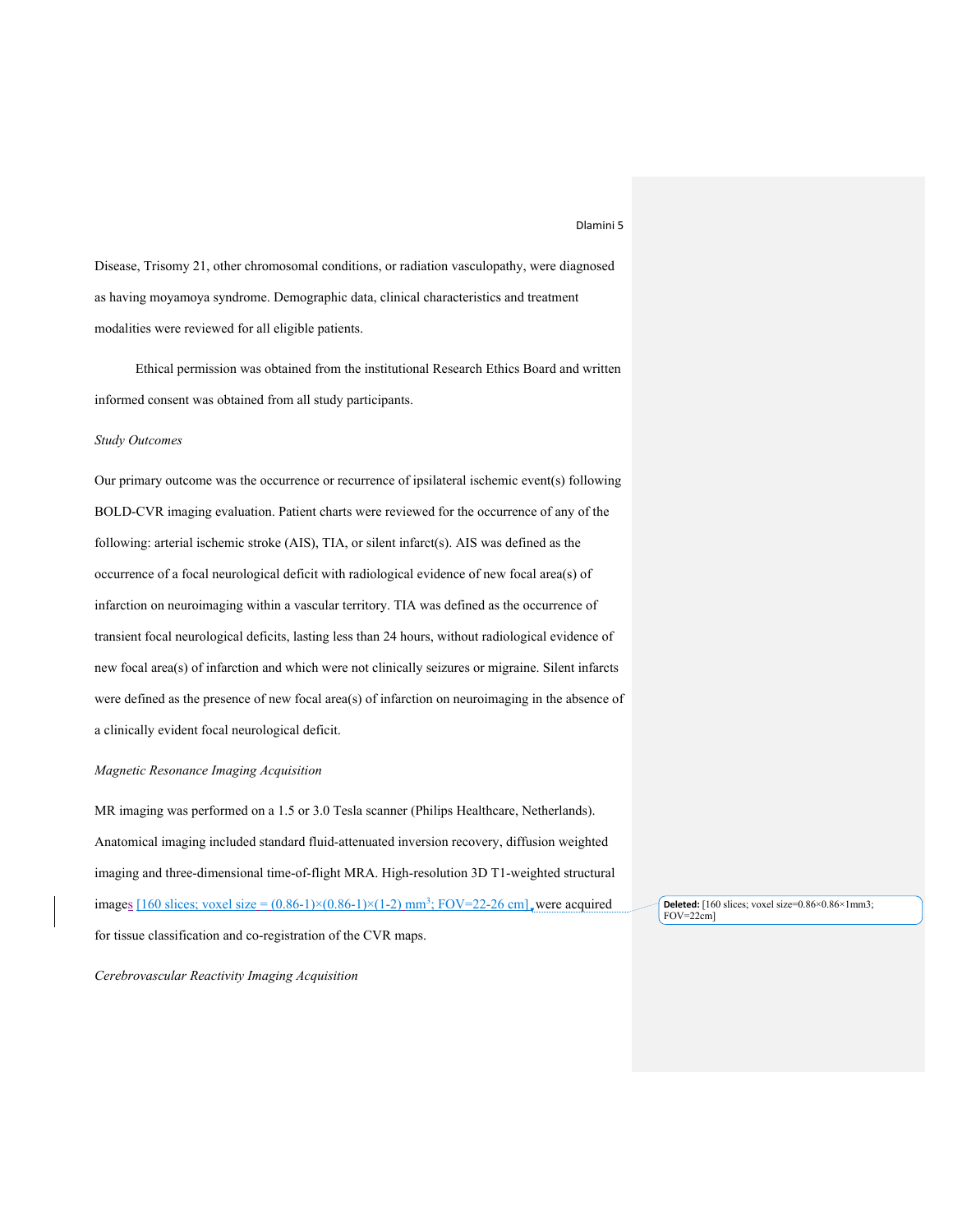Disease, Trisomy 21, other chromosomal conditions, or radiation vasculopathy, were diagnosed as having moyamoya syndrome. Demographic data, clinical characteristics and treatment modalities were reviewed for all eligible patients.

Ethical permission was obtained from the institutional Research Ethics Board and written informed consent was obtained from all study participants.

*Study Outcomes*

Our primary outcome was the occurrence or recurrence of ipsilateral ischemic event(s) following BOLD-CVR imaging evaluation. Patient charts were reviewed for the occurrence of any of the following: arterial ischemic stroke (AIS), TIA, or silent infarct(s). AIS was defined as the occurrence of a focal neurological deficit with radiological evidence of new focal area(s) of infarction on neuroimaging within a vascular territory. TIA was defined as the occurrence of transient focal neurological deficits, lasting less than 24 hours, without radiological evidence of new focal area(s) of infarction and which were not clinically seizures or migraine. Silent infarcts were defined as the presence of new focal area(s) of infarction on neuroimaging in the absence of a clinically evident focal neurological deficit.

*Magnetic Resonance Imaging Acquisition*

MR imaging was performed on a 1.5 or 3.0 Tesla scanner (Philips Healthcare, Netherlands). Anatomical imaging included standard fluid-attenuated inversion recovery, diffusion weighted imaging and three-dimensional time-of-flight MRA. High-resolution 3D T1-weighted structural images [160 slices; voxel size = (0.86-1)×(0.86-1)×(1-2) $mm^3$; FOV=22-26 cm] were acquired for tissue classification and co-registration of the CVR maps.

*Cerebrovascular Reactivity Imaging Acquisition*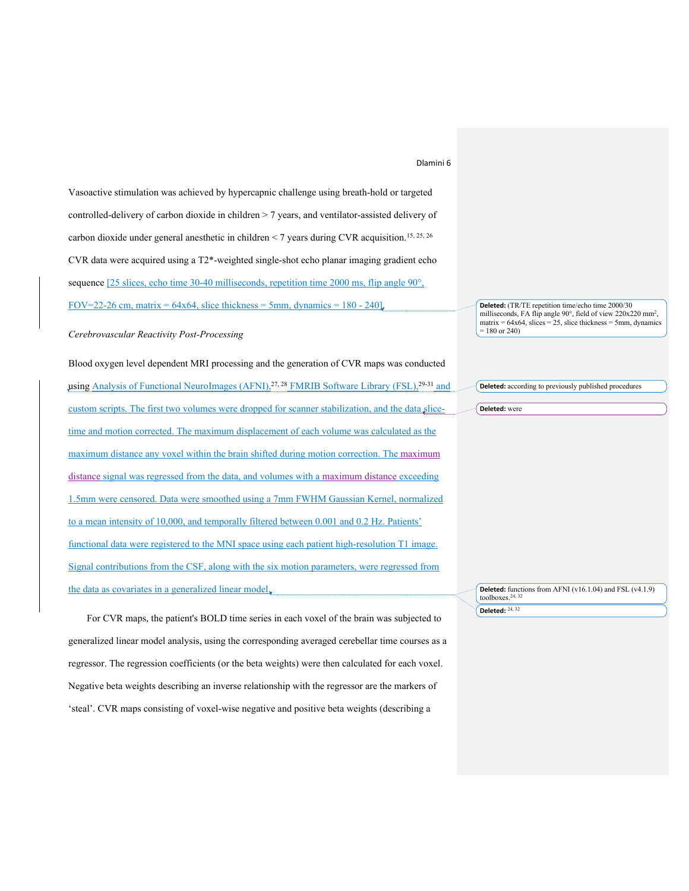Vasoactive stimulation was achieved by hypercapnic challenge using breath-hold or targeted controlled-delivery of carbon dioxide in children > 7 years, and ventilator-assisted delivery of carbon dioxide under general anesthetic in children < 7 years during CVR acquisition.[15, 25, 26] CVR data were acquired using a T2*-weighted single-shot echo planar imaging gradient echo sequence [25 slices, echo time 30-40 milliseconds, repetition time 2000 ms, flip angle 90°, FOV=22-26 cm, matrix = 64x64, slice thickness = 5mm, dynamics = 180 - 240].

*Cerebrovascular Reactivity Post-Processing*

Blood oxygen level dependent MRI processing and the generation of CVR maps was conducted using Analysis of Functional NeuroImages (AFNI),[27, 28] FMRIB Software Library (FSL),[29-31] and custom scripts. The first two volumes were dropped for scanner stabilization, and the data slice-time and motion corrected. The maximum displacement of each volume was calculated as the maximum distance any voxel within the brain shifted during motion correction. The maximum distance signal was regressed from the data, and volumes with a maximum distance exceeding 1.5mm were censored. Data were smoothed using a 7mm FWHM Gaussian Kernel, normalized to a mean intensity of 10,000, and temporally filtered between 0.001 and 0.2 Hz. Patients' functional data were registered to the MNI space using each patient high-resolution T1 image. Signal contributions from the CSF, along with the six motion parameters, were regressed from the data as covariates in a generalized linear model.

For CVR maps, the patient's BOLD time series in each voxel of the brain was subjected to generalized linear model analysis, using the corresponding averaged cerebellar time courses as a regressor. The regression coefficients (or the beta weights) were then calculated for each voxel. Negative beta weights describing an inverse relationship with the regressor are the markers of 'steal'. CVR maps consisting of voxel-wise negative and positive beta weights (describing a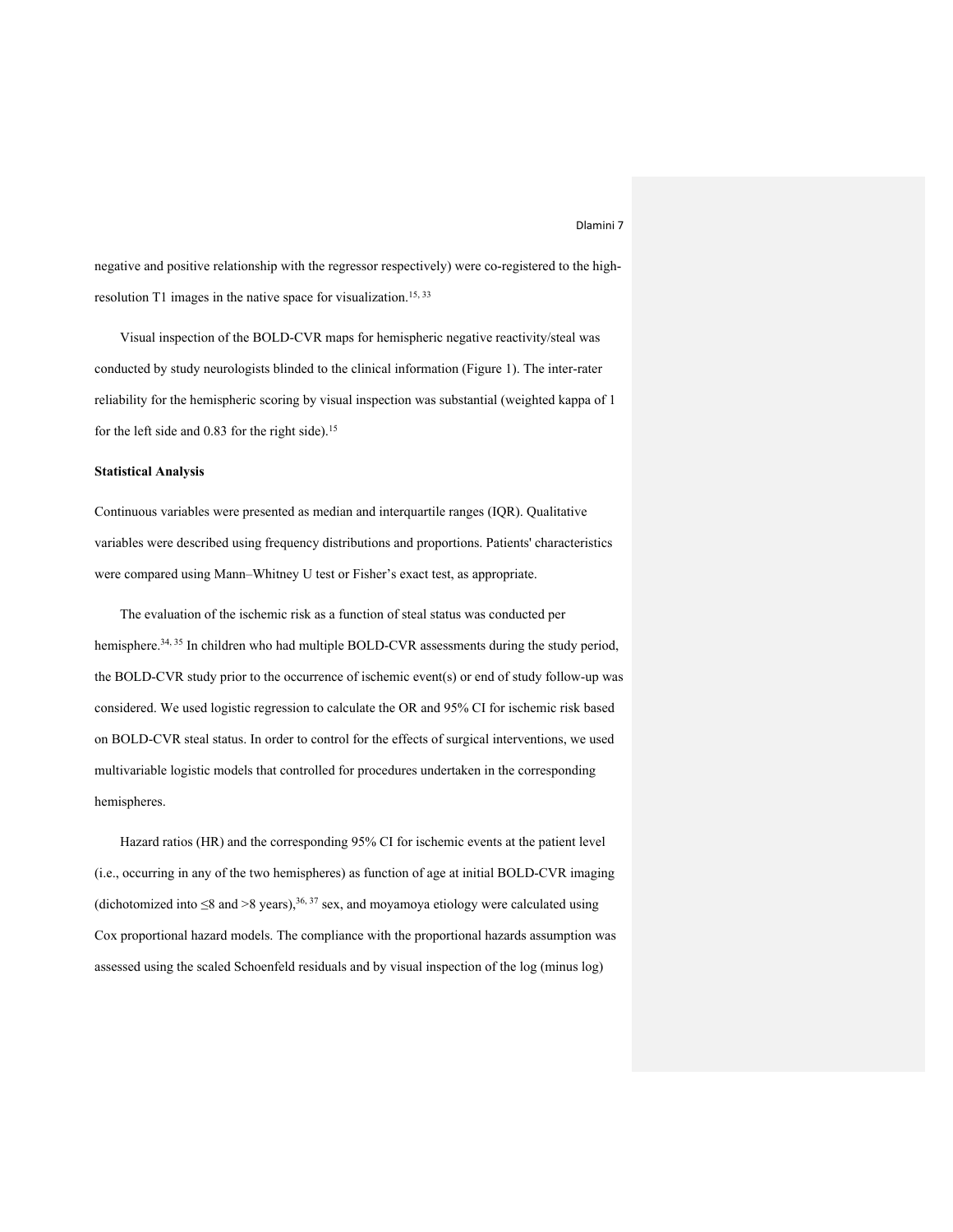negative and positive relationship with the regressor respectively) were co-registered to the high-resolution T1 images in the native space for visualization.[15, 33]

Visual inspection of the BOLD-CVR maps for hemispheric negative reactivity/steal was conducted by study neurologists blinded to the clinical information (Figure 1). The inter-rater reliability for the hemispheric scoring by visual inspection was substantial (weighted kappa of 1 for the left side and 0.83 for the right side).[15]

**Statistical Analysis**

Continuous variables were presented as median and interquartile ranges (IQR). Qualitative variables were described using frequency distributions and proportions. Patients' characteristics were compared using Mann–Whitney U test or Fisher's exact test, as appropriate.

The evaluation of the ischemic risk as a function of steal status was conducted per hemisphere.[34, 35] In children who had multiple BOLD-CVR assessments during the study period, the BOLD-CVR study prior to the occurrence of ischemic event(s) or end of study follow-up was considered. We used logistic regression to calculate the OR and 95% CI for ischemic risk based on BOLD-CVR steal status. In order to control for the effects of surgical interventions, we used multivariable logistic models that controlled for procedures undertaken in the corresponding hemispheres.

Hazard ratios (HR) and the corresponding 95% CI for ischemic events at the patient level (i.e., occurring in any of the two hemispheres) as function of age at initial BOLD-CVR imaging (dichotomized into $\leq$8 and >8 years),[36, 37] sex, and moyamoya etiology were calculated using Cox proportional hazard models. The compliance with the proportional hazards assumption was assessed using the scaled Schoenfeld residuals and by visual inspection of the log (minus log)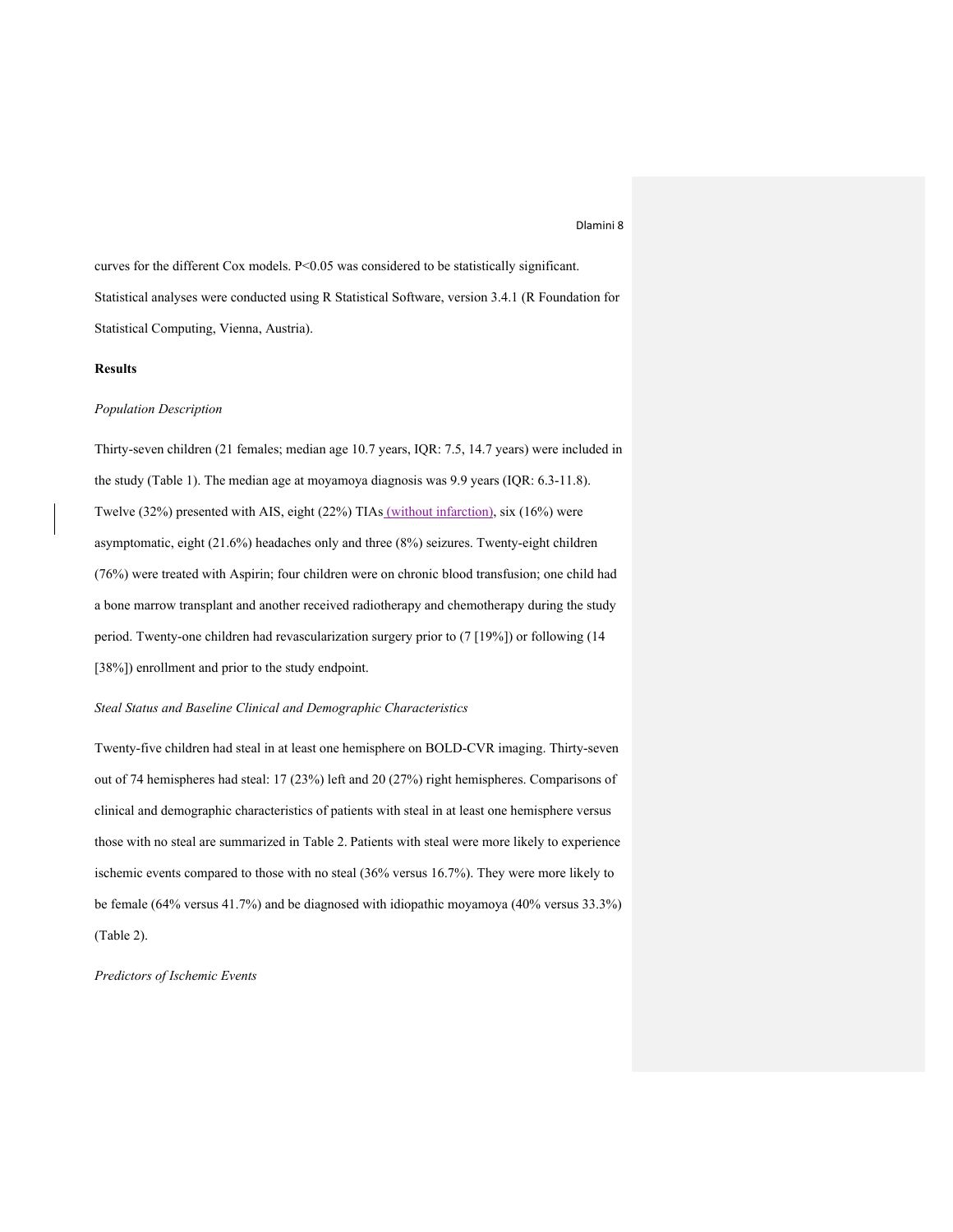curves for the different Cox models. $P<0.05$ was considered to be statistically significant. Statistical analyses were conducted using R Statistical Software, version 3.4.1 (R Foundation for Statistical Computing, Vienna, Austria).

## Results

*Population Description*

Thirty-seven children (21 females; median age 10.7 years, IQR: 7.5, 14.7 years) were included in the study (Table 1). The median age at moyamoya diagnosis was 9.9 years (IQR: 6.3-11.8). Twelve (32%) presented with AIS, eight (22%) TIAs (without infarction), six (16%) were asymptomatic, eight (21.6%) headaches only and three (8%) seizures. Twenty-eight children (76%) were treated with Aspirin; four children were on chronic blood transfusion; one child had a bone marrow transplant and another received radiotherapy and chemotherapy during the study period. Twenty-one children had revascularization surgery prior to (7 [19%]) or following (14 [38%]) enrollment and prior to the study endpoint.

*Steal Status and Baseline Clinical and Demographic Characteristics*

Twenty-five children had steal in at least one hemisphere on BOLD-CVR imaging. Thirty-seven out of 74 hemispheres had steal: 17 (23%) left and 20 (27%) right hemispheres. Comparisons of clinical and demographic characteristics of patients with steal in at least one hemisphere versus those with no steal are summarized in Table 2. Patients with steal were more likely to experience ischemic events compared to those with no steal (36% versus 16.7%). They were more likely to be female (64% versus 41.7%) and be diagnosed with idiopathic moyamoya (40% versus 33.3%) (Table 2).

*Predictors of Ischemic Events*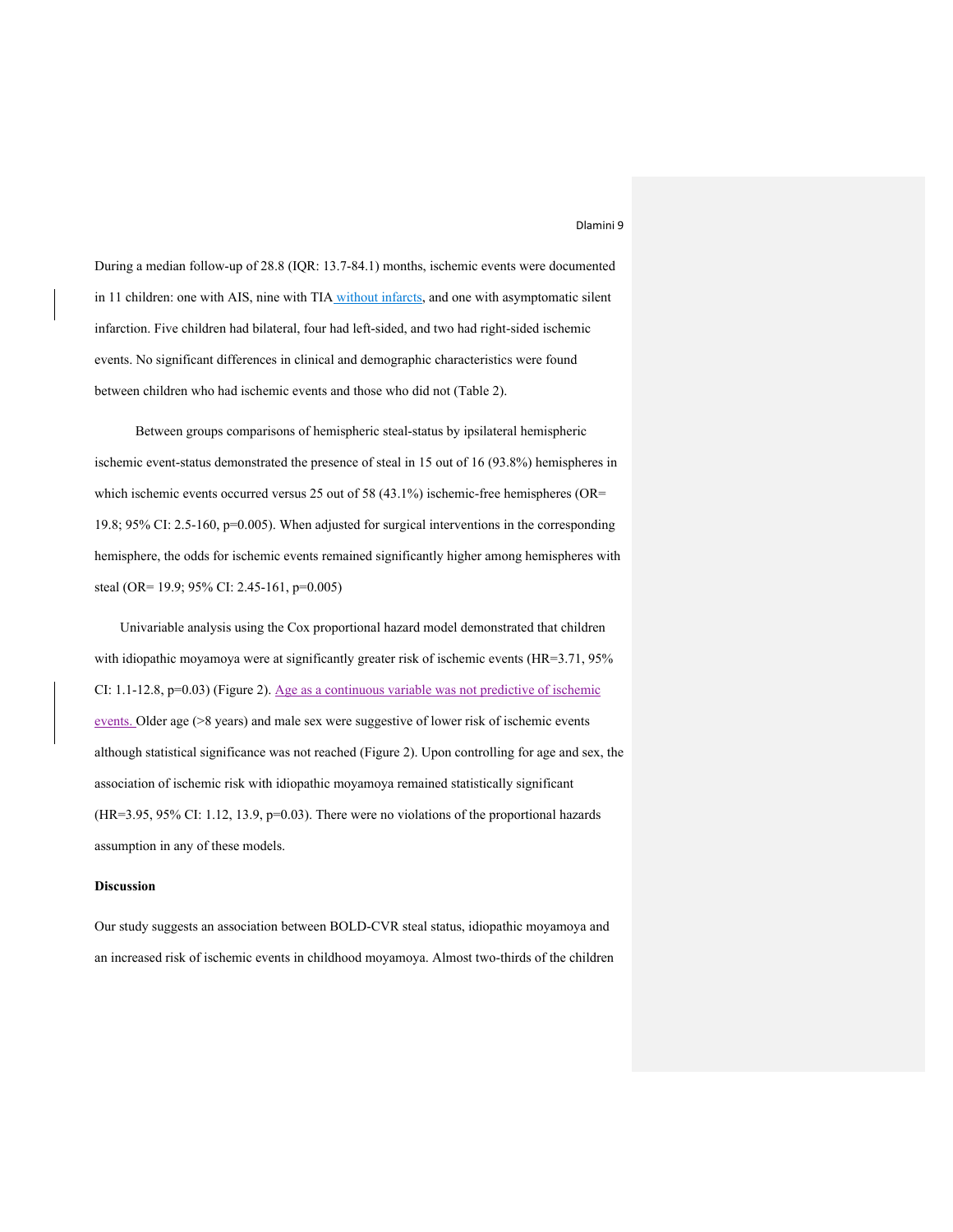During a median follow-up of 28.8 (IQR: 13.7-84.1) months, ischemic events were documented in 11 children: one with AIS, nine with TIA without infarcts, and one with asymptomatic silent infarction. Five children had bilateral, four had left-sided, and two had right-sided ischemic events. No significant differences in clinical and demographic characteristics were found between children who had ischemic events and those who did not (Table 2).

Between groups comparisons of hemispheric steal-status by ipsilateral hemispheric ischemic event-status demonstrated the presence of steal in 15 out of 16 (93.8%) hemispheres in which ischemic events occurred versus 25 out of 58 (43.1%) ischemic-free hemispheres (OR= 19.8; 95% CI: 2.5-160, p=0.005). When adjusted for surgical interventions in the corresponding hemisphere, the odds for ischemic events remained significantly higher among hemispheres with steal (OR= 19.9; 95% CI: 2.45-161, p=0.005)

Univariable analysis using the Cox proportional hazard model demonstrated that children with idiopathic moyamoya were at significantly greater risk of ischemic events (HR=3.71, 95% CI: 1.1-12.8, p=0.03) (Figure 2). Age as a continuous variable was not predictive of ischemic events. Older age (>8 years) and male sex were suggestive of lower risk of ischemic events although statistical significance was not reached (Figure 2). Upon controlling for age and sex, the association of ischemic risk with idiopathic moyamoya remained statistically significant (HR=3.95, 95% CI: 1.12, 13.9, p=0.03). There were no violations of the proportional hazards assumption in any of these models.

**Discussion**

Our study suggests an association between BOLD-CVR steal status, idiopathic moyamoya and an increased risk of ischemic events in childhood moyamoya. Almost two-thirds of the children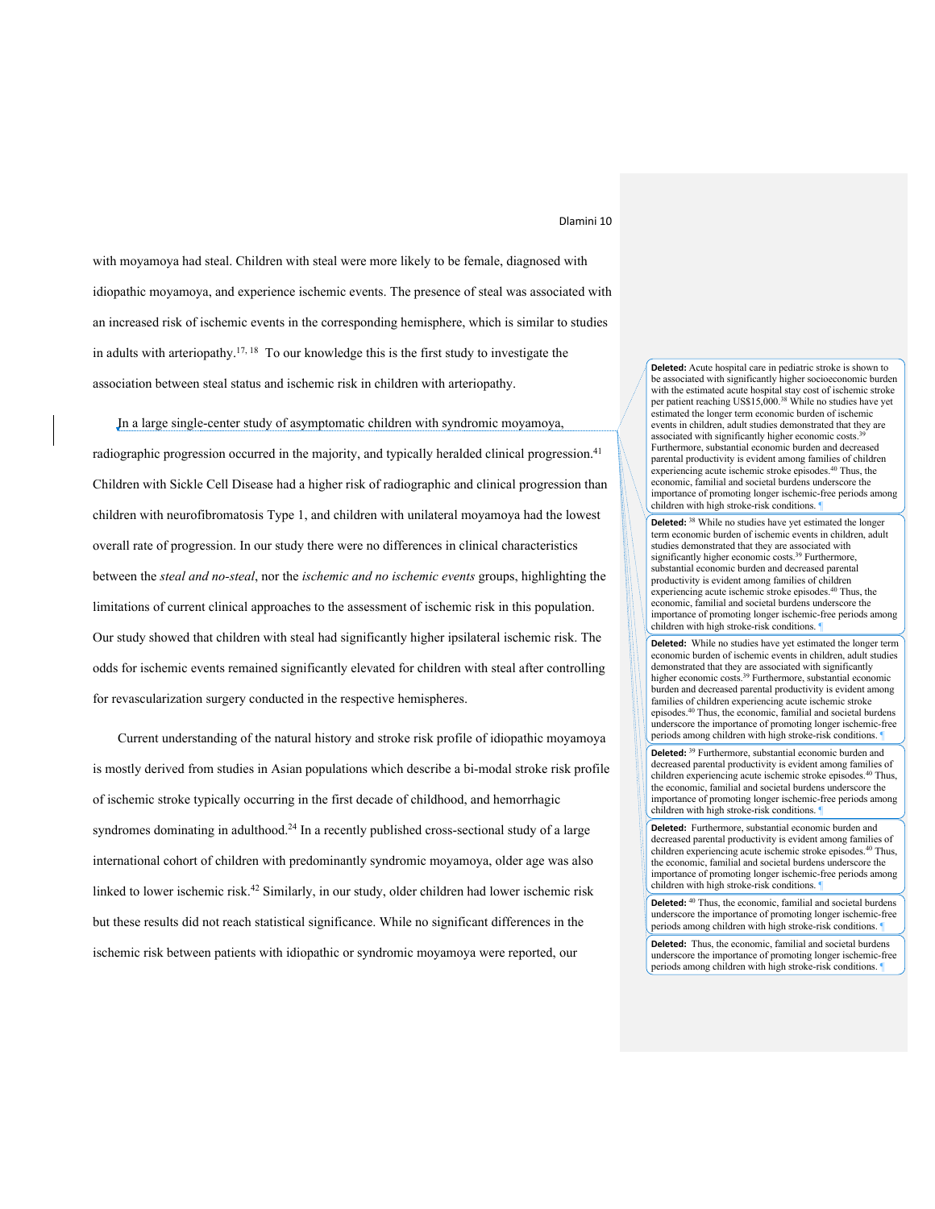with moyamoya had steal. Children with steal were more likely to be female, diagnosed with idiopathic moyamoya, and experience ischemic events. The presence of steal was associated with an increased risk of ischemic events in the corresponding hemisphere, which is similar to studies in adults with arteriopathy.[17, 18] To our knowledge this is the first study to investigate the association between steal status and ischemic risk in children with arteriopathy.

In a large single-center study of asymptomatic children with syndromic moyamoya, radiographic progression occurred in the majority, and typically heralded clinical progression.[41] Children with Sickle Cell Disease had a higher risk of radiographic and clinical progression than children with neurofibromatosis Type 1, and children with unilateral moyamoya had the lowest overall rate of progression. In our study there were no differences in clinical characteristics between the *steal and no-steal*, nor the *ischemic and no ischemic events* groups, highlighting the limitations of current clinical approaches to the assessment of ischemic risk in this population. Our study showed that children with steal had significantly higher ipsilateral ischemic risk. The odds for ischemic events remained significantly elevated for children with steal after controlling for revascularization surgery conducted in the respective hemispheres.

Current understanding of the natural history and stroke risk profile of idiopathic moyamoya is mostly derived from studies in Asian populations which describe a bi-modal stroke risk profile of ischemic stroke typically occurring in the first decade of childhood, and hemorrhagic syndromes dominating in adulthood.[24] In a recently published cross-sectional study of a large international cohort of children with predominantly syndromic moyamoya, older age was also linked to lower ischemic risk.[42] Similarly, in our study, older children had lower ischemic risk but these results did not reach statistical significance. While no significant differences in the ischemic risk between patients with idiopathic or syndromic moyamoya were reported, our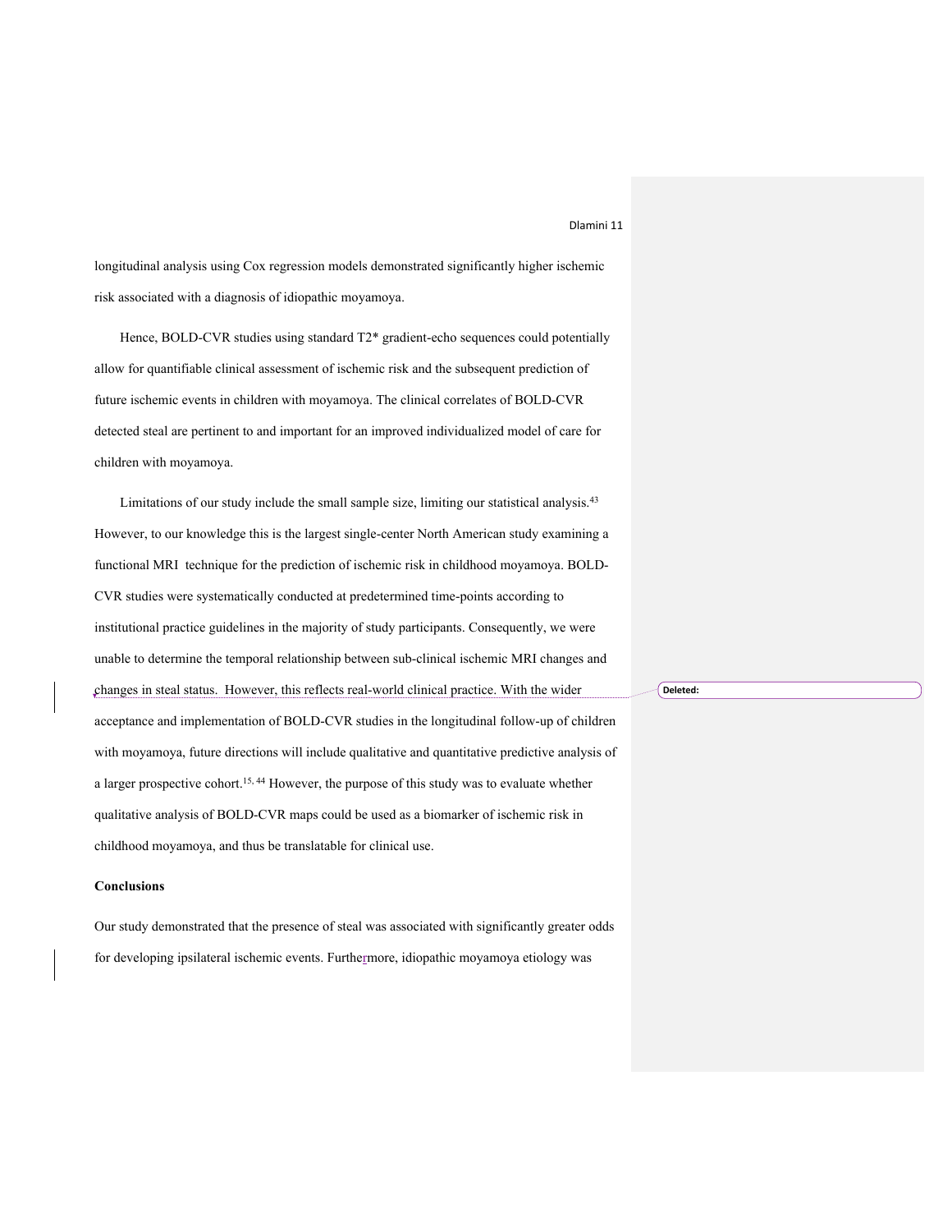longitudinal analysis using Cox regression models demonstrated significantly higher ischemic risk associated with a diagnosis of idiopathic moyamoya.

Hence, BOLD-CVR studies using standard T2* gradient-echo sequences could potentially allow for quantifiable clinical assessment of ischemic risk and the subsequent prediction of future ischemic events in children with moyamoya. The clinical correlates of BOLD-CVR detected steal are pertinent to and important for an improved individualized model of care for children with moyamoya.

Limitations of our study include the small sample size, limiting our statistical analysis.[43] However, to our knowledge this is the largest single-center North American study examining a functional MRI technique for the prediction of ischemic risk in childhood moyamoya. BOLD-CVR studies were systematically conducted at predetermined time-points according to institutional practice guidelines in the majority of study participants. Consequently, we were unable to determine the temporal relationship between sub-clinical ischemic MRI changes and changes in steal status. However, this reflects real-world clinical practice. With the wider acceptance and implementation of BOLD-CVR studies in the longitudinal follow-up of children with moyamoya, future directions will include qualitative and quantitative predictive analysis of a larger prospective cohort.[15, 44] However, the purpose of this study was to evaluate whether qualitative analysis of BOLD-CVR maps could be used as a biomarker of ischemic risk in childhood moyamoya, and thus be translatable for clinical use.

**Conclusions**

Our study demonstrated that the presence of steal was associated with significantly greater odds for developing ipsilateral ischemic events. Furthermore, idiopathic moyamoya etiology was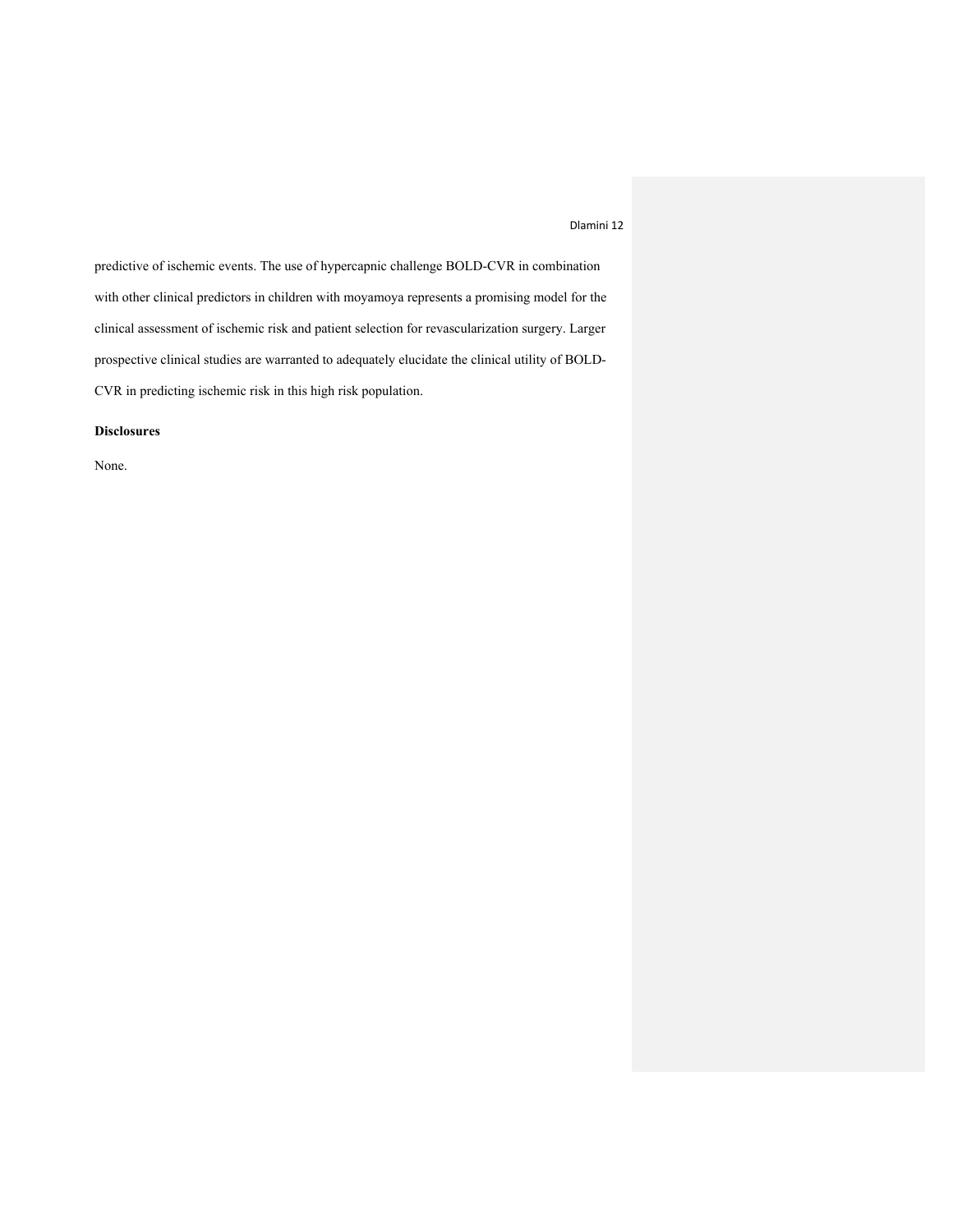predictive of ischemic events. The use of hypercapnic challenge BOLD-CVR in combination with other clinical predictors in children with moyamoya represents a promising model for the clinical assessment of ischemic risk and patient selection for revascularization surgery. Larger prospective clinical studies are warranted to adequately elucidate the clinical utility of BOLD-CVR in predicting ischemic risk in this high risk population.

**Disclosures**

None.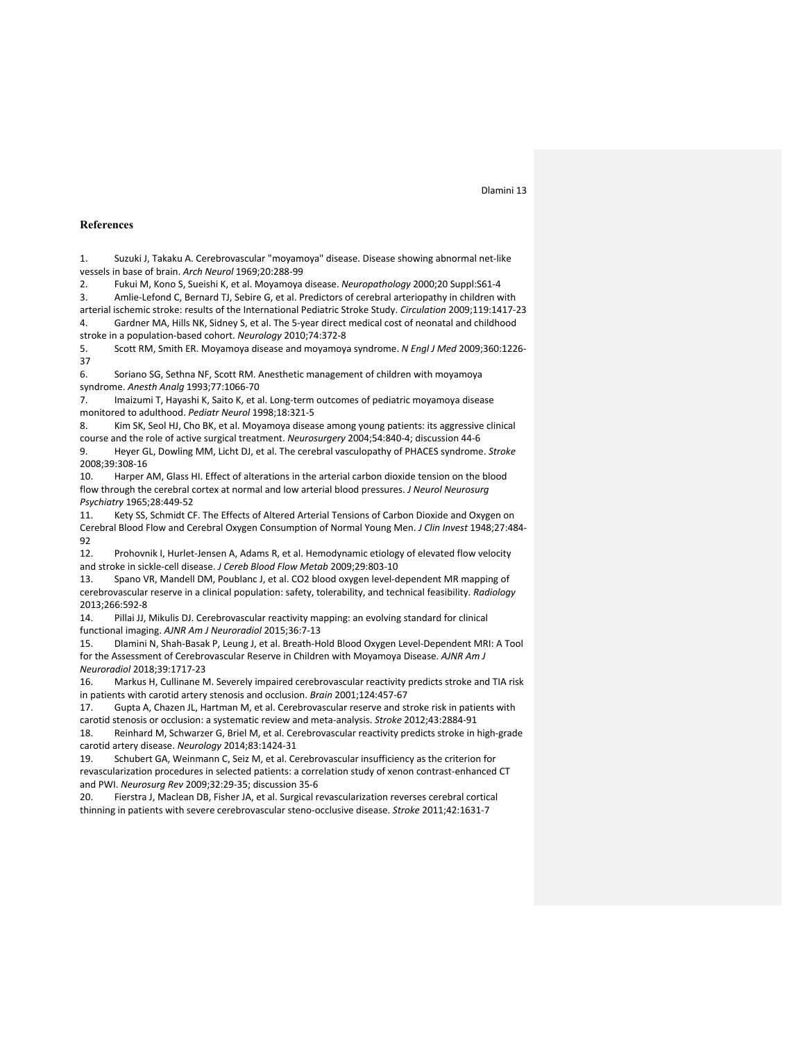## References

1. Suzuki J, Takaku A. Cerebrovascular "moyamoya" disease. Disease showing abnormal net-like vessels in base of brain. *Arch Neurol* 1969;20:288-99
2. Fukui M, Kono S, Sueishi K, et al. Moyamoya disease. *Neuropathology* 2000;20 Suppl:S61-4
3. Amlie-Lefond C, Bernard TJ, Sebire G, et al. Predictors of cerebral arteriopathy in children with arterial ischemic stroke: results of the International Pediatric Stroke Study. *Circulation* 2009;119:1417-23
4. Gardner MA, Hills NK, Sidney S, et al. The 5-year direct medical cost of neonatal and childhood stroke in a population-based cohort. *Neurology* 2010;74:372-8
5. Scott RM, Smith ER. Moyamoya disease and moyamoya syndrome. *N Engl J Med* 2009;360:1226-37
6. Soriano SG, Sethna NF, Scott RM. Anesthetic management of children with moyamoya syndrome. *Anesth Analg* 1993;77:1066-70
7. Imaizumi T, Hayashi K, Saito K, et al. Long-term outcomes of pediatric moyamoya disease monitored to adulthood. *Pediatr Neurol* 1998;18:321-5
8. Kim SK, Seol HJ, Cho BK, et al. Moyamoya disease among young patients: its aggressive clinical course and the role of active surgical treatment. *Neurosurgery* 2004;54:840-4; discussion 44-6
9. Heyer GL, Dowling MM, Licht DJ, et al. The cerebral vasculopathy of PHACES syndrome. *Stroke* 2008;39:308-16
10. Harper AM, Glass HI. Effect of alterations in the arterial carbon dioxide tension on the blood flow through the cerebral cortex at normal and low arterial blood pressures. *J Neurol Neurosurg Psychiatry* 1965;28:449-52
11. Kety SS, Schmidt CF. The Effects of Altered Arterial Tensions of Carbon Dioxide and Oxygen on Cerebral Blood Flow and Cerebral Oxygen Consumption of Normal Young Men. *J Clin Invest* 1948;27:484-92
12. Prohovnik I, Hurlet-Jensen A, Adams R, et al. Hemodynamic etiology of elevated flow velocity and stroke in sickle-cell disease. *J Cereb Blood Flow Metab* 2009;29:803-10
13. Spano VR, Mandell DM, Poublanc J, et al. CO2 blood oxygen level-dependent MR mapping of cerebrovascular reserve in a clinical population: safety, tolerability, and technical feasibility. *Radiology* 2013;266:592-8
14. Pillai JJ, Mikulis DJ. Cerebrovascular reactivity mapping: an evolving standard for clinical functional imaging. *AJNR Am J Neuroradiol* 2015;36:7-13
15. Dlamini N, Shah-Basak P, Leung J, et al. Breath-Hold Blood Oxygen Level-Dependent MRI: A Tool for the Assessment of Cerebrovascular Reserve in Children with Moyamoya Disease. *AJNR Am J Neuroradiol* 2018;39:1717-23
16. Markus H, Cullinane M. Severely impaired cerebrovascular reactivity predicts stroke and TIA risk in patients with carotid artery stenosis and occlusion. *Brain* 2001;124:457-67
17. Gupta A, Chazen JL, Hartman M, et al. Cerebrovascular reserve and stroke risk in patients with carotid stenosis or occlusion: a systematic review and meta-analysis. *Stroke* 2012;43:2884-91
18. Reinhard M, Schwarzer G, Briel M, et al. Cerebrovascular reactivity predicts stroke in high-grade carotid artery disease. *Neurology* 2014;83:1424-31
19. Schubert GA, Weinmann C, Seiz M, et al. Cerebrovascular insufficiency as the criterion for revascularization procedures in selected patients: a correlation study of xenon contrast-enhanced CT and PWI. *Neurosurg Rev* 2009;32:29-35; discussion 35-6
20. Fierstra J, Maclean DB, Fisher JA, et al. Surgical revascularization reverses cerebral cortical thinning in patients with severe cerebrovascular steno-occlusive disease. *Stroke* 2011;42:1631-7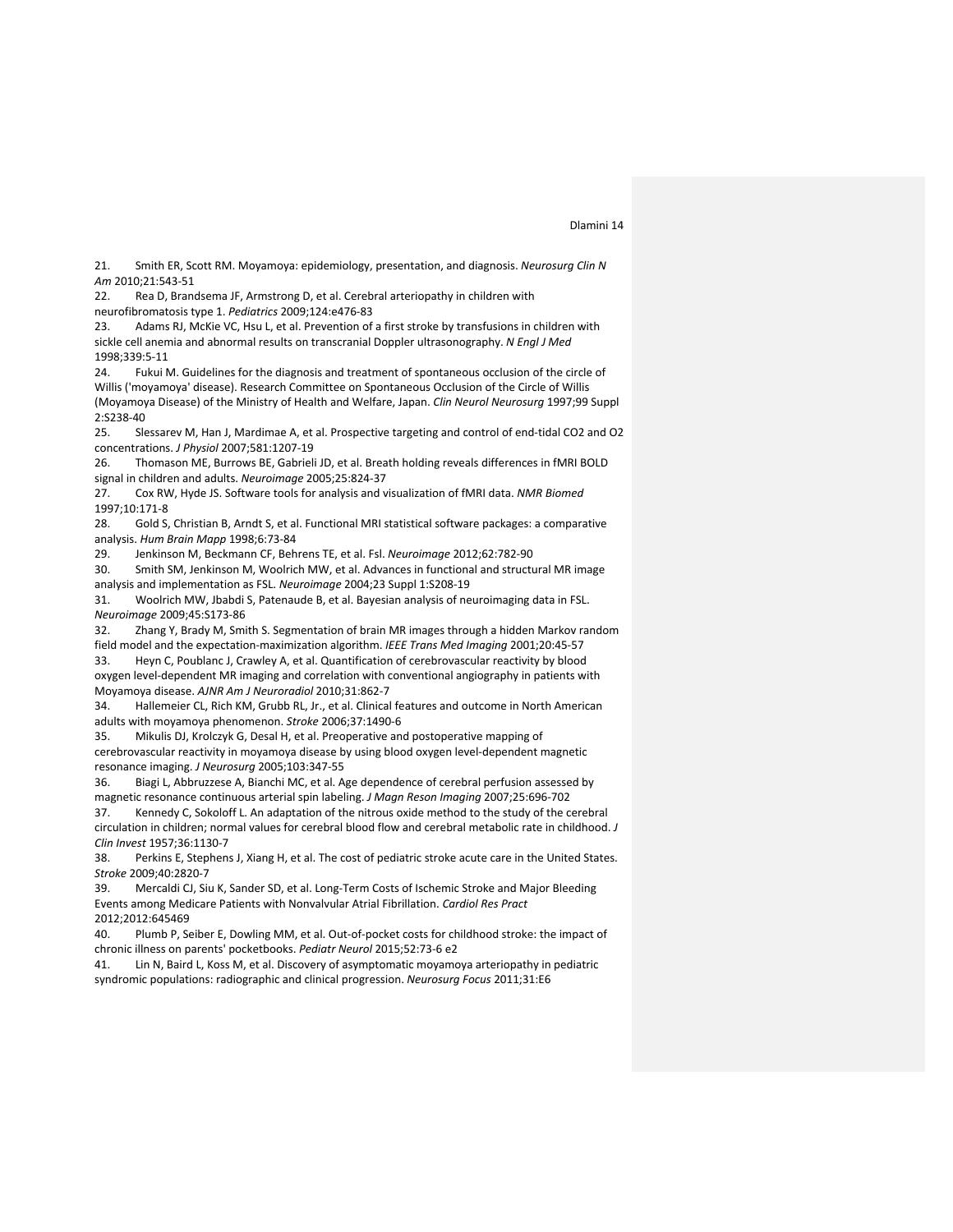21. Smith ER, Scott RM. Moyamoya: epidemiology, presentation, and diagnosis. *Neurosurg Clin N Am* 2010;21:543-51
22. Rea D, Brandsema JF, Armstrong D, et al. Cerebral arteriopathy in children with neurofibromatosis type 1. *Pediatrics* 2009;124:e476-83
23. Adams RJ, McKie VC, Hsu L, et al. Prevention of a first stroke by transfusions in children with sickle cell anemia and abnormal results on transcranial Doppler ultrasonography. *N Engl J Med* 1998;339:5-11
24. Fukui M. Guidelines for the diagnosis and treatment of spontaneous occlusion of the circle of Willis ('moyamoya' disease). Research Committee on Spontaneous Occlusion of the Circle of Willis (Moyamoya Disease) of the Ministry of Health and Welfare, Japan. *Clin Neurol Neurosurg* 1997;99 Suppl 2:S238-40
25. Slessarev M, Han J, Mardimae A, et al. Prospective targeting and control of end-tidal CO2 and O2 concentrations. *J Physiol* 2007;581:1207-19
26. Thomason ME, Burrows BE, Gabrieli JD, et al. Breath holding reveals differences in fMRI BOLD signal in children and adults. *Neuroimage* 2005;25:824-37
27. Cox RW, Hyde JS. Software tools for analysis and visualization of fMRI data. *NMR Biomed* 1997;10:171-8
28. Gold S, Christian B, Arndt S, et al. Functional MRI statistical software packages: a comparative analysis. *Hum Brain Mapp* 1998;6:73-84
29. Jenkinson M, Beckmann CF, Behrens TE, et al. Fsl. *Neuroimage* 2012;62:782-90
30. Smith SM, Jenkinson M, Woolrich MW, et al. Advances in functional and structural MR image analysis and implementation as FSL. *Neuroimage* 2004;23 Suppl 1:S208-19
31. Woolrich MW, Jbabdi S, Patenaude B, et al. Bayesian analysis of neuroimaging data in FSL. *Neuroimage* 2009;45:S173-86
32. Zhang Y, Brady M, Smith S. Segmentation of brain MR images through a hidden Markov random field model and the expectation-maximization algorithm. *IEEE Trans Med Imaging* 2001;20:45-57
33. Heyn C, Poublanc J, Crawley A, et al. Quantification of cerebrovascular reactivity by blood oxygen level-dependent MR imaging and correlation with conventional angiography in patients with Moyamoya disease. *AJNR Am J Neuroradiol* 2010;31:862-7
34. Hallemeier CL, Rich KM, Grubb RL, Jr., et al. Clinical features and outcome in North American adults with moyamoya phenomenon. *Stroke* 2006;37:1490-6
35. Mikulis DJ, Krolczyk G, Desal H, et al. Preoperative and postoperative mapping of cerebrovascular reactivity in moyamoya disease by using blood oxygen level-dependent magnetic resonance imaging. *J Neurosurg* 2005;103:347-55
36. Biagi L, Abbruzzese A, Bianchi MC, et al. Age dependence of cerebral perfusion assessed by magnetic resonance continuous arterial spin labeling. *J Magn Reson Imaging* 2007;25:696-702
37. Kennedy C, Sokoloff L. An adaptation of the nitrous oxide method to the study of the cerebral circulation in children; normal values for cerebral blood flow and cerebral metabolic rate in childhood. *J Clin Invest* 1957;36:1130-7
38. Perkins E, Stephens J, Xiang H, et al. The cost of pediatric stroke acute care in the United States. *Stroke* 2009;40:2820-7
39. Mercaldi CJ, Siu K, Sander SD, et al. Long-Term Costs of Ischemic Stroke and Major Bleeding Events among Medicare Patients with Nonvalvular Atrial Fibrillation. *Cardiol Res Pract* 2012;2012:645469
40. Plumb P, Seiber E, Dowling MM, et al. Out-of-pocket costs for childhood stroke: the impact of chronic illness on parents' pocketbooks. *Pediatr Neurol* 2015;52:73-6 e2
41. Lin N, Baird L, Koss M, et al. Discovery of asymptomatic moyamoya arteriopathy in pediatric syndromic populations: radiographic and clinical progression. *Neurosurg Focus* 2011;31:E6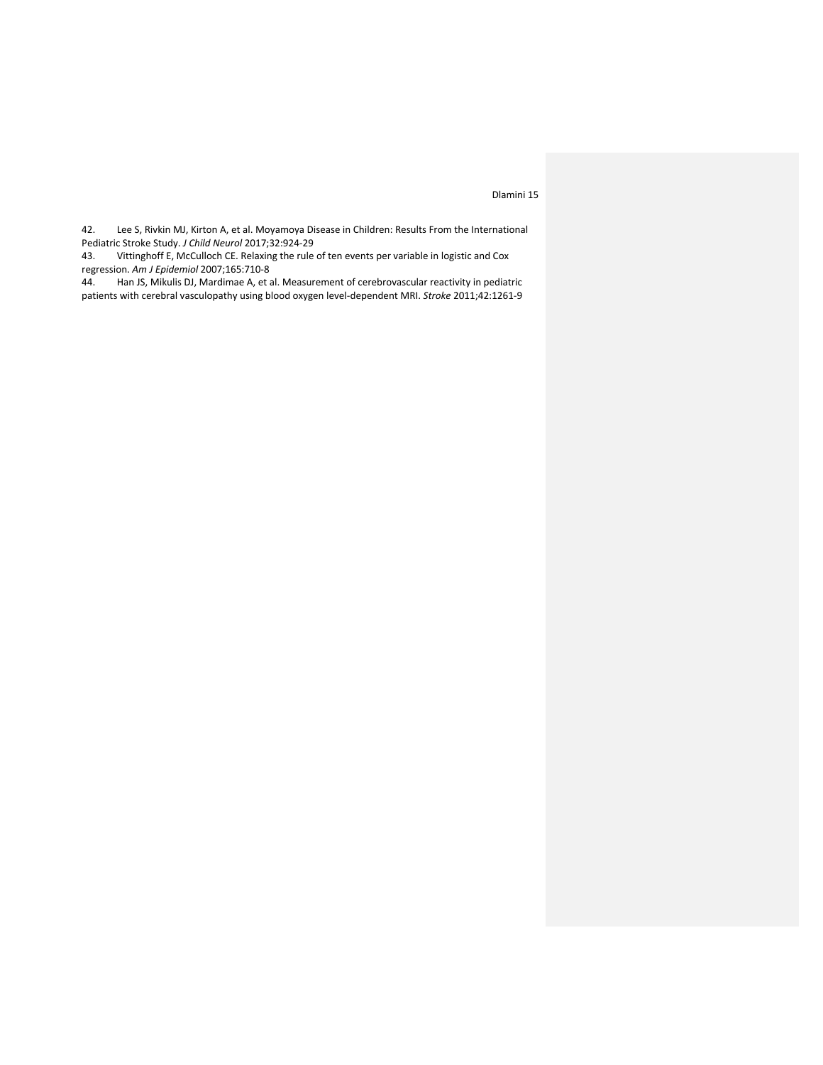42. Lee S, Rivkin MJ, Kirton A, et al. Moyamoya Disease in Children: Results From the International Pediatric Stroke Study. *J Child Neurol* 2017;32:924-29
43. Vittinghoff E, McCulloch CE. Relaxing the rule of ten events per variable in logistic and Cox regression. *Am J Epidemiol* 2007;165:710-8
44. Han JS, Mikulis DJ, Mardimae A, et al. Measurement of cerebrovascular reactivity in pediatric patients with cerebral vasculopathy using blood oxygen level-dependent MRI. *Stroke* 2011;42:1261-9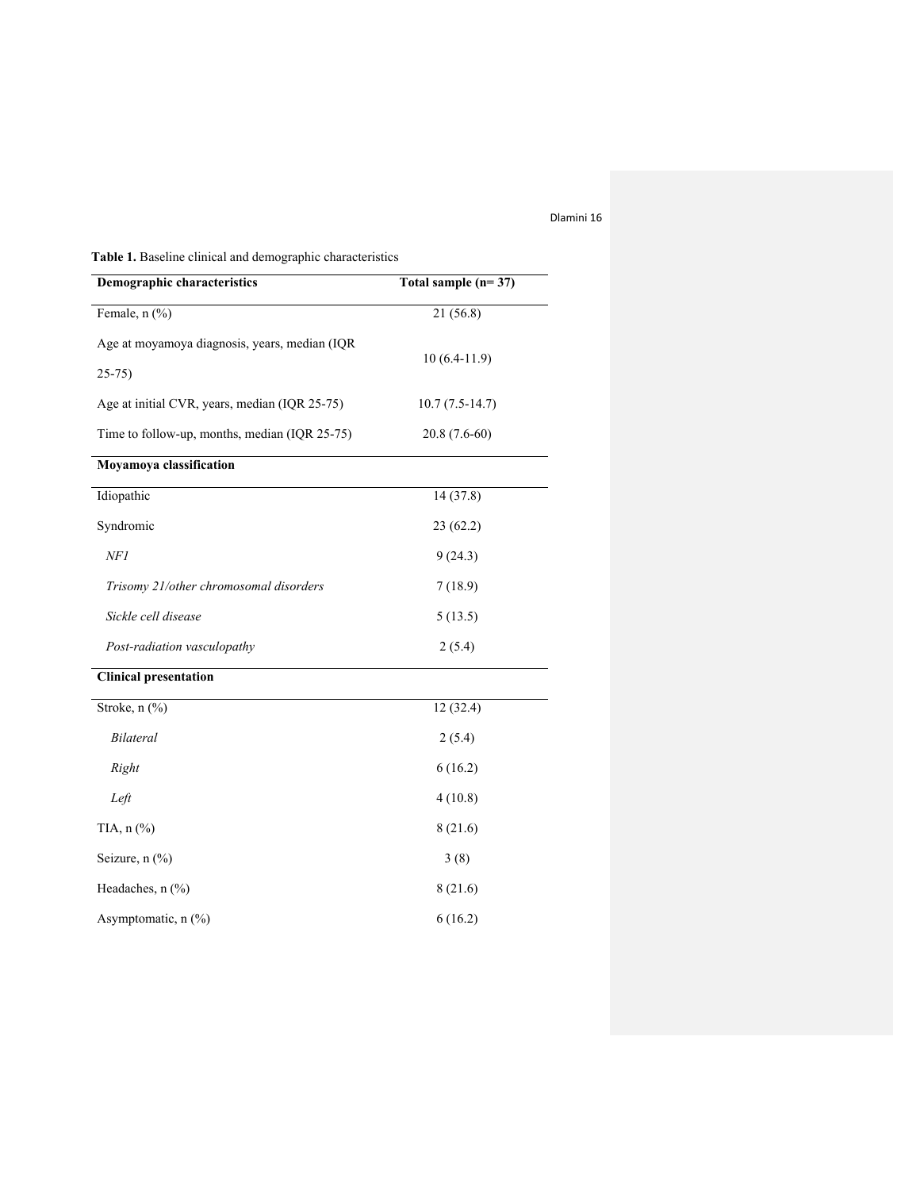**Table 1.** Baseline clinical and demographic characteristics

| **Demographic characteristics** | **Total sample (n= 37)** |
|---|---|
| Female, n (%) | 21 (56.8) |
| Age at moyamoya diagnosis, years, median (IQR 25-75) | 10 (6.4-11.9) |
| Age at initial CVR, years, median (IQR 25-75) | 10.7 (7.5-14.7) |
| Time to follow-up, months, median (IQR 25-75) | 20.8 (7.6-60) |
| **Moyamoya classification** | |
| Idiopathic | 14 (37.8) |
| Syndromic | 23 (62.2) |
| *NF1* | 9 (24.3) |
| *Trisomy 21/other chromosomal disorders* | 7 (18.9) |
| *Sickle cell disease* | 5 (13.5) |
| *Post-radiation vasculopathy* | 2 (5.4) |
| **Clinical presentation** | |
| Stroke, n (%) | 12 (32.4) |
| *Bilateral* | 2 (5.4) |
| *Right* | 6 (16.2) |
| *Left* | 4 (10.8) |
| TIA, n (%) | 8 (21.6) |
| Seizure, n (%) | 3 (8) |
| Headaches, n (%) | 8 (21.6) |
| Asymptomatic, n (%) | 6 (16.2) |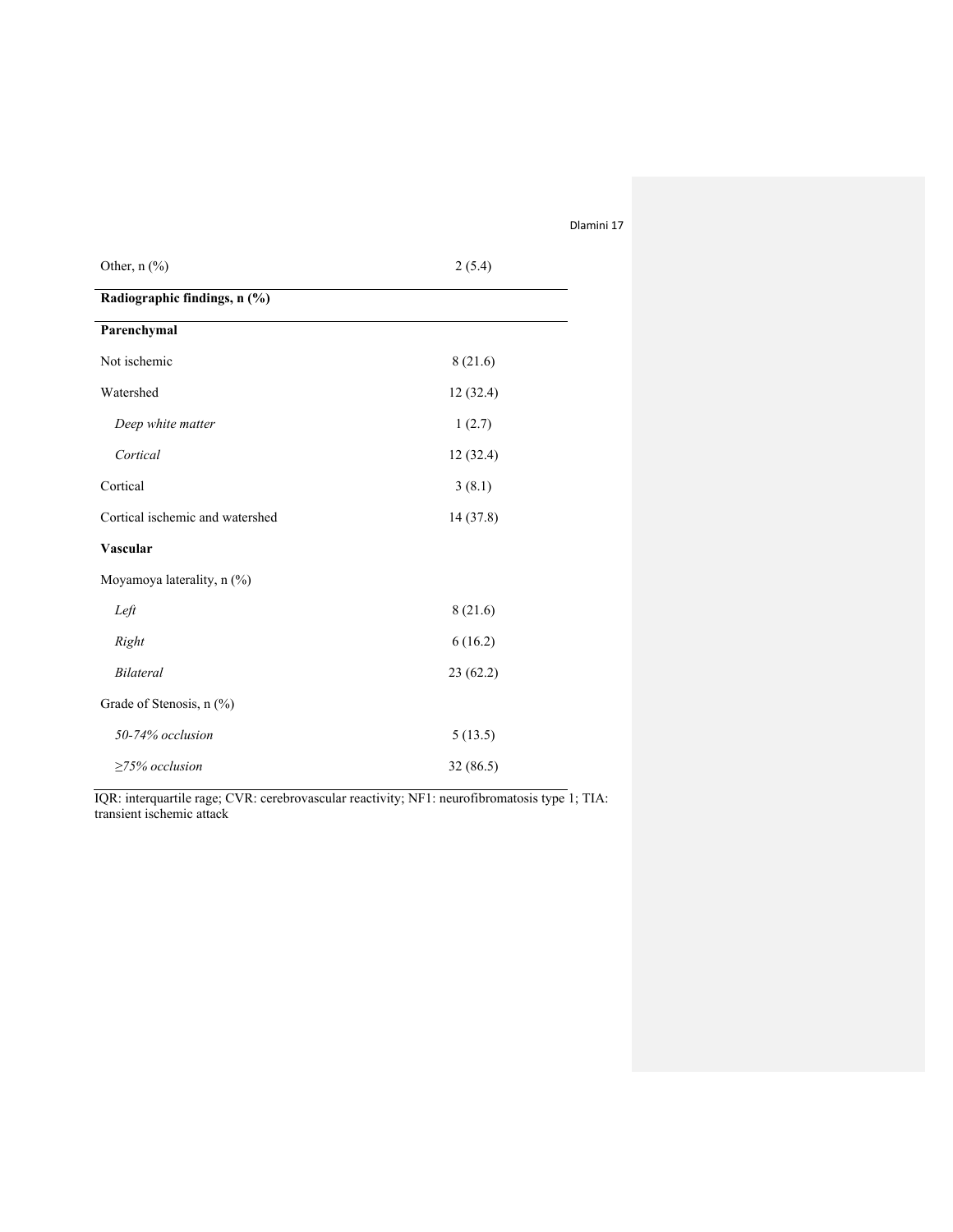| | |
|---|---|
| Other, n (%) | 2 (5.4) |
| **Radiographic findings, n (%)** | |
| **Parenchymal** | |
| Not ischemic | 8 (21.6) |
| Watershed | 12 (32.4) |
| *Deep white matter* | 1 (2.7) |
| *Cortical* | 12 (32.4) |
| Cortical | 3 (8.1) |
| Cortical ischemic and watershed | 14 (37.8) |
| **Vascular** | |
| Moyamoya laterality, n (%) | |
| *Left* | 8 (21.6) |
| *Right* | 6 (16.2) |
| *Bilateral* | 23 (62.2) |
| Grade of Stenosis, n (%) | |
| *50-74% occlusion* | 5 (13.5) |
| *≥75% occlusion* | 32 (86.5) |

IQR: interquartile rage; CVR: cerebrovascular reactivity; NF1: neurofibromatosis type 1; TIA: transient ischemic attack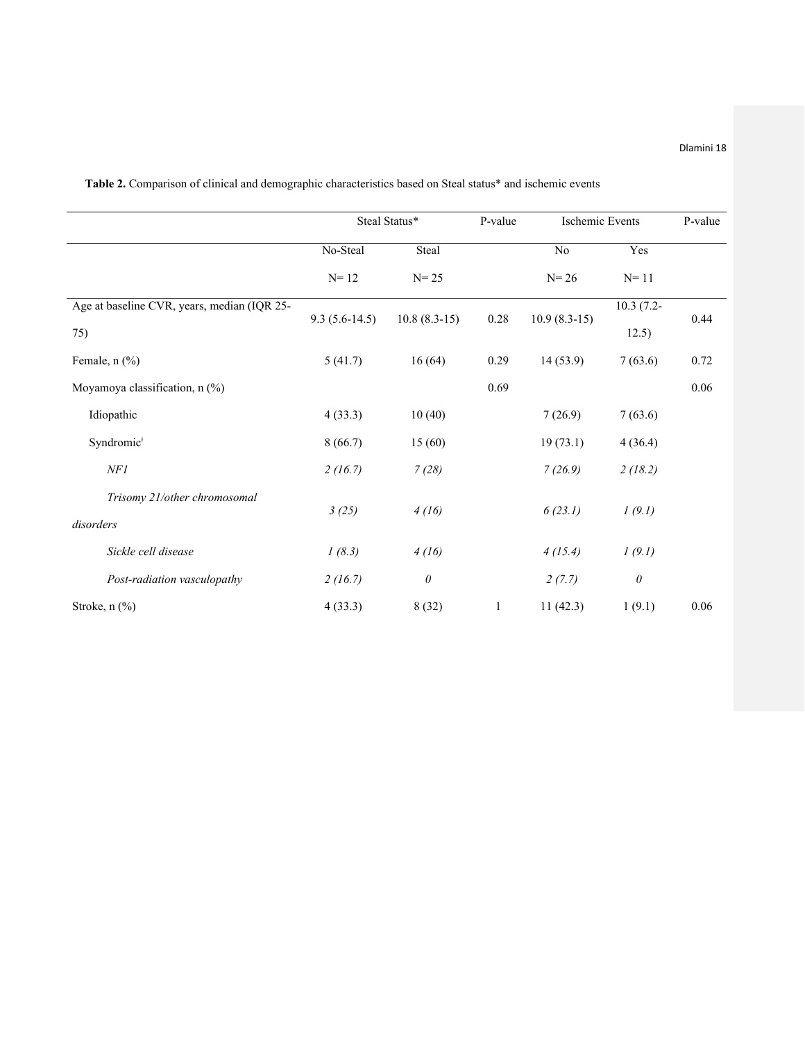**Table 2.** Comparison of clinical and demographic characteristics based on Steal status* and ischemic events

| | Steal Status* | | P-value | Ischemic Events | | P-value |
|---|---|---|---|---|---|---|
| | No-Steal N= 12 | Steal N= 25 | | No N= 26 | Yes N= 11 | |
| Age at baseline CVR, years, median (IQR 25-75) | 9.3 (5.6-14.5) | 10.8 (8.3-15) | 0.28 | 10.9 (8.3-15) | 10.3 (7.2-12.5) | 0.44 |
| Female, n (%) | 5 (41.7) | 16 (64) | 0.29 | 14 (53.9) | 7 (63.6) | 0.72 |
| Moyamoya classification, n (%) | | | 0.69 | | | 0.06 |
| Idiopathic | 4 (33.3) | 10 (40) | | 7 (26.9) | 7 (63.6) | |
| Syndromic[ǂ] | 8 (66.7) | 15 (60) | | 19 (73.1) | 4 (36.4) | |
| *NF1* | *2 (16.7)* | *7 (28)* | | *7 (26.9)* | *2 (18.2)* | |
| *Trisomy 21/other chromosomal disorders* | *3 (25)* | *4 (16)* | | *6 (23.1)* | *1 (9.1)* | |
| *Sickle cell disease* | *1 (8.3)* | *4 (16)* | | *4 (15.4)* | *1 (9.1)* | |
| *Post-radiation vasculopathy* | *2 (16.7)* | *0* | | *2 (7.7)* | *0* | |
| Stroke, n (%) | 4 (33.3) | 8 (32) | 1 | 11 (42.3) | 1 (9.1) | 0.06 |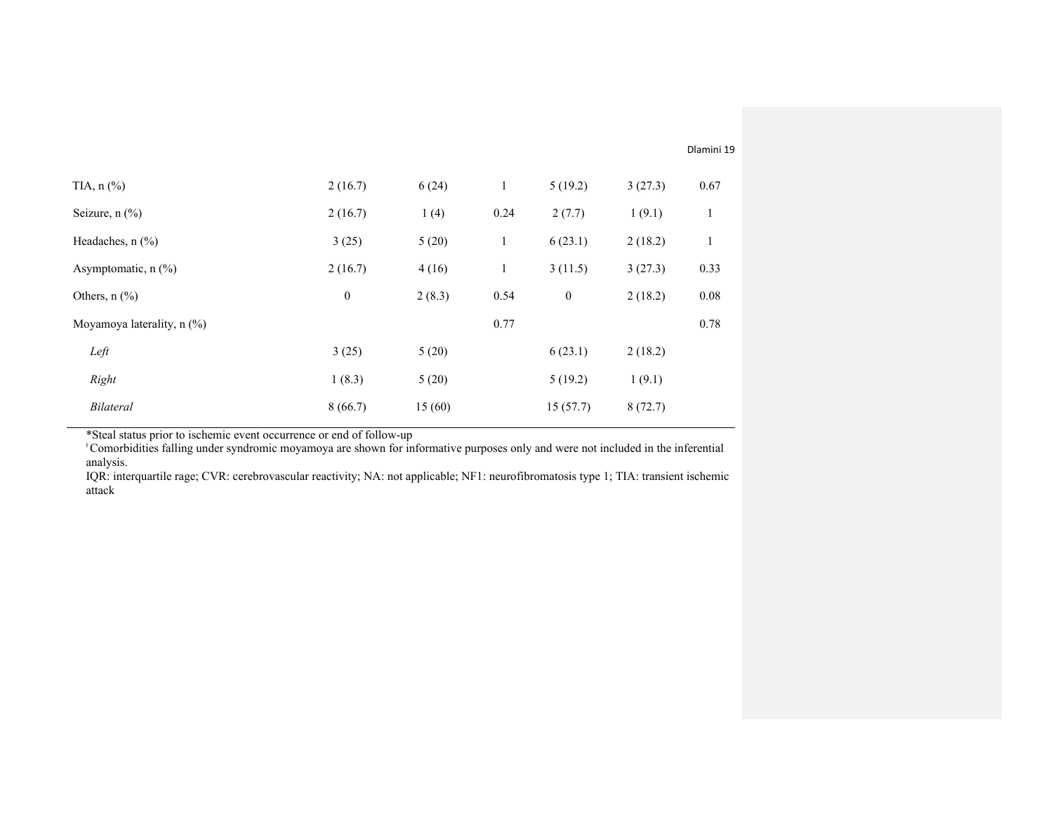|  |  |  |  |  |  |  |
|---|---|---|---|---|---|---|
| TIA, n (%) | 2 (16.7) | 6 (24) | 1 | 5 (19.2) | 3 (27.3) | 0.67 |
| Seizure, n (%) | 2 (16.7) | 1 (4) | 0.24 | 2 (7.7) | 1 (9.1) | 1 |
| Headaches, n (%) | 3 (25) | 5 (20) | 1 | 6 (23.1) | 2 (18.2) | 1 |
| Asymptomatic, n (%) | 2 (16.7) | 4 (16) | 1 | 3 (11.5) | 3 (27.3) | 0.33 |
| Others, n (%) | 0 | 2 (8.3) | 0.54 | 0 | 2 (18.2) | 0.08 |
| Moyamoya laterality, n (%) |  |  | 0.77 |  |  | 0.78 |
| *Left* | 3 (25) | 5 (20) |  | 6 (23.1) | 2 (18.2) |  |
| *Right* | 1 (8.3) | 5 (20) |  | 5 (19.2) | 1 (9.1) |  |
| *Bilateral* | 8 (66.7) | 15 (60) |  | 15 (57.7) | 8 (72.7) |  |

*Steal status prior to ischemic event occurrence or end of follow-up

ǂComorbidities falling under syndromic moyamoya are shown for informative purposes only and were not included in the inferential analysis.

IQR: interquartile rage; CVR: cerebrovascular reactivity; NA: not applicable; NF1: neurofibromatosis type 1; TIA: transient ischemic attack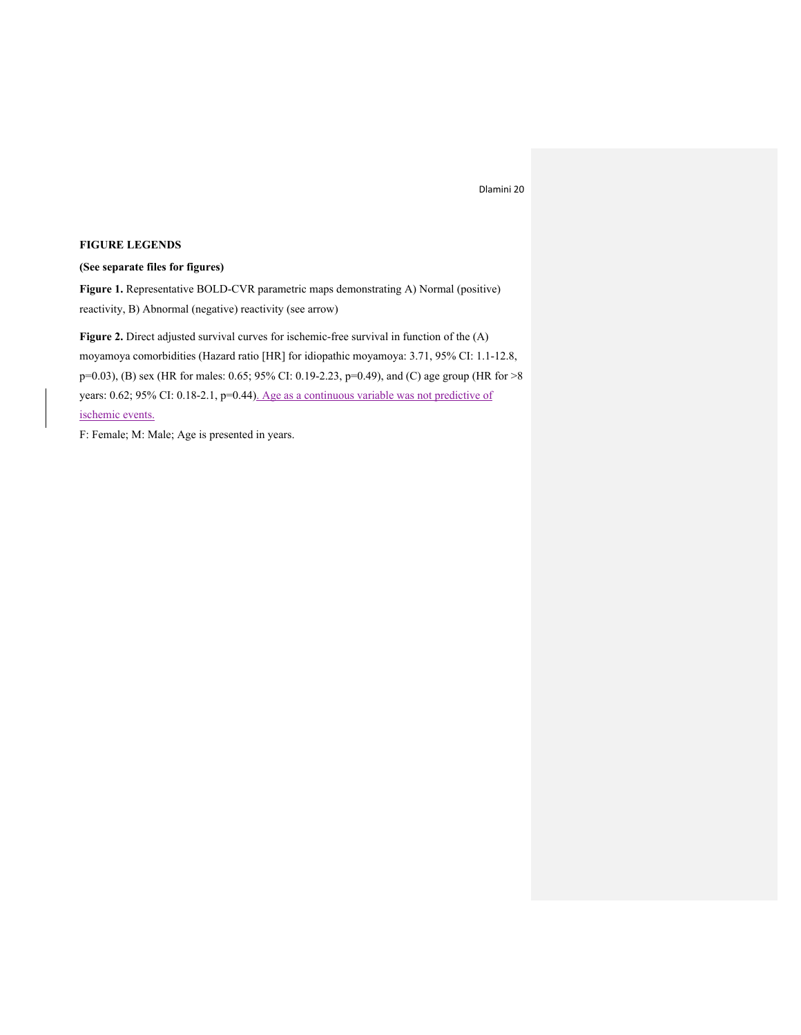**FIGURE LEGENDS**

**(See separate files for figures)**

**Figure 1.** Representative BOLD-CVR parametric maps demonstrating A) Normal (positive) reactivity, B) Abnormal (negative) reactivity (see arrow)

**Figure 2.** Direct adjusted survival curves for ischemic-free survival in function of the (A) moyamoya comorbidities (Hazard ratio [HR] for idiopathic moyamoya: 3.71, 95% CI: 1.1-12.8, p=0.03), (B) sex (HR for males: 0.65; 95% CI: 0.19-2.23, p=0.49), and (C) age group (HR for >8 years: 0.62; 95% CI: 0.18-2.1, p=0.44). Age as a continuous variable was not predictive of ischemic events.

F: Female; M: Male; Age is presented in years.